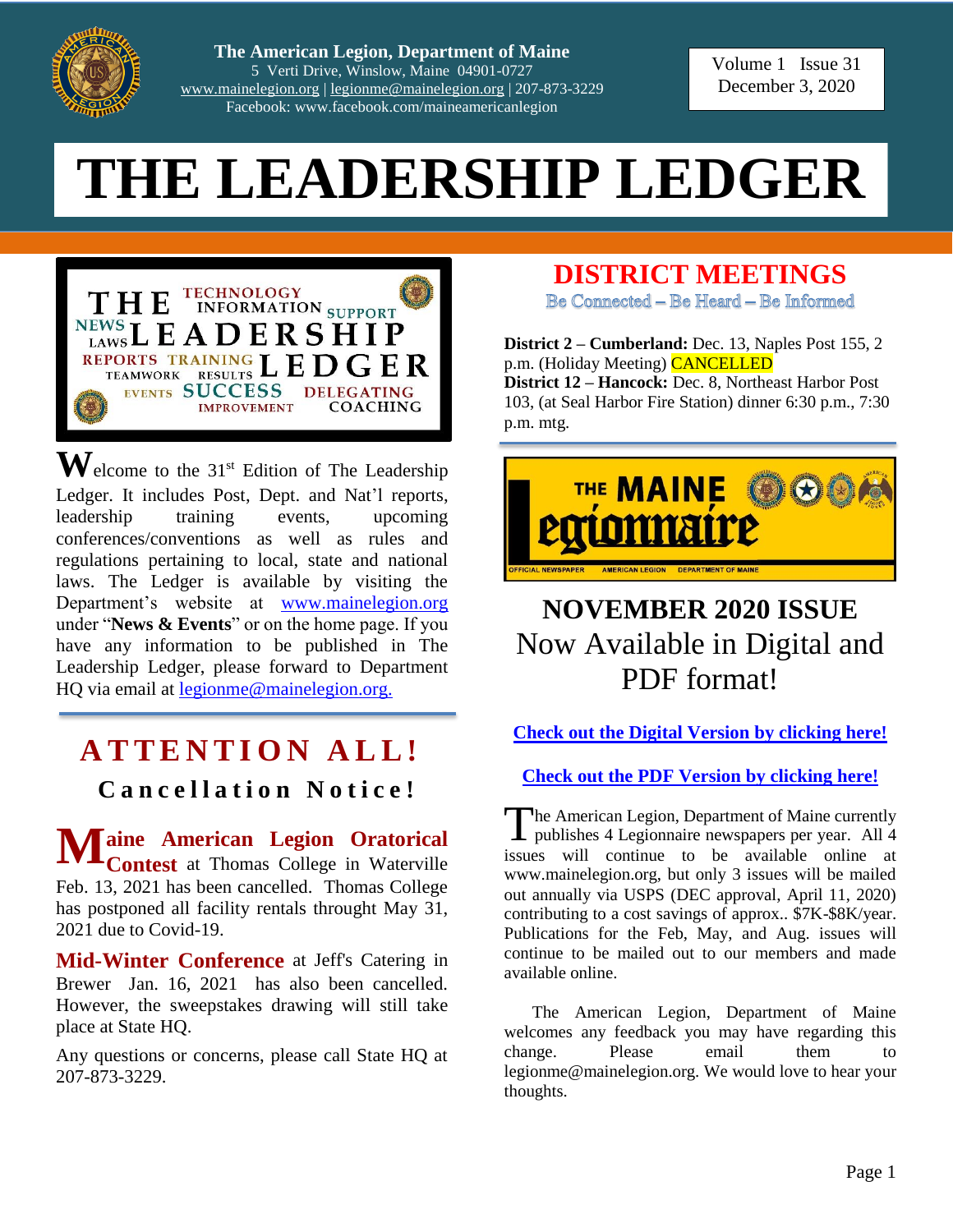The American Legion, Department of Maine
5 Verti Drive, Winslow, Maine 04901-0727
www.mainelegion.org | legionme@mainelegion.org | 207-873-3229
Facebook: www.facebook.com/maineamericanlegion

Volume 1 Issue 31
December 3, 2020

# THE LEADERSHIP LEDGER

Welcome to the 31st Edition of The Leadership Ledger. It includes Post, Dept. and Nat'l reports, leadership training events, upcoming conferences/conventions as well as rules and regulations pertaining to local, state and national laws. The Ledger is available by visiting the Department's website at www.mainelegion.org under "**News & Events**" or on the home page. If you have any information to be published in The Leadership Ledger, please forward to Department HQ via email at legionme@mainelegion.org.

## ATTENTION ALL!

### Cancellation Notice!

**Maine American Legion Oratorical Contest** at Thomas College in Waterville Feb. 13, 2021 has been cancelled. Thomas College has postponed all facility rentals throught May 31, 2021 due to Covid-19.

**Mid-Winter Conference** at Jeff's Catering in Brewer Jan. 16, 2021 has also been cancelled. However, the sweepstakes drawing will still take place at State HQ.

Any questions or concerns, please call State HQ at 207-873-3229.

## DISTRICT MEETINGS

Be Connected – Be Heard – Be Informed

**District 2 – Cumberland:** Dec. 13, Naples Post 155, 2 p.m. (Holiday Meeting) CANCELLED
**District 12 – Hancock:** Dec. 8, Northeast Harbor Post 103, (at Seal Harbor Fire Station) dinner 6:30 p.m., 7:30 p.m. mtg.

## NOVEMBER 2020 ISSUE

Now Available in Digital and PDF format!

**Check out the Digital Version by clicking here!**

**Check out the PDF Version by clicking here!**

The American Legion, Department of Maine currently publishes 4 Legionnaire newspapers per year. All 4 issues will continue to be available online at www.mainelegion.org, but only 3 issues will be mailed out annually via USPS (DEC approval, April 11, 2020) contributing to a cost savings of approx.. $7K-$8K/year. Publications for the Feb, May, and Aug. issues will continue to be mailed out to our members and made available online.

The American Legion, Department of Maine welcomes any feedback you may have regarding this change. Please email them to legionme@mainelegion.org. We would love to hear your thoughts.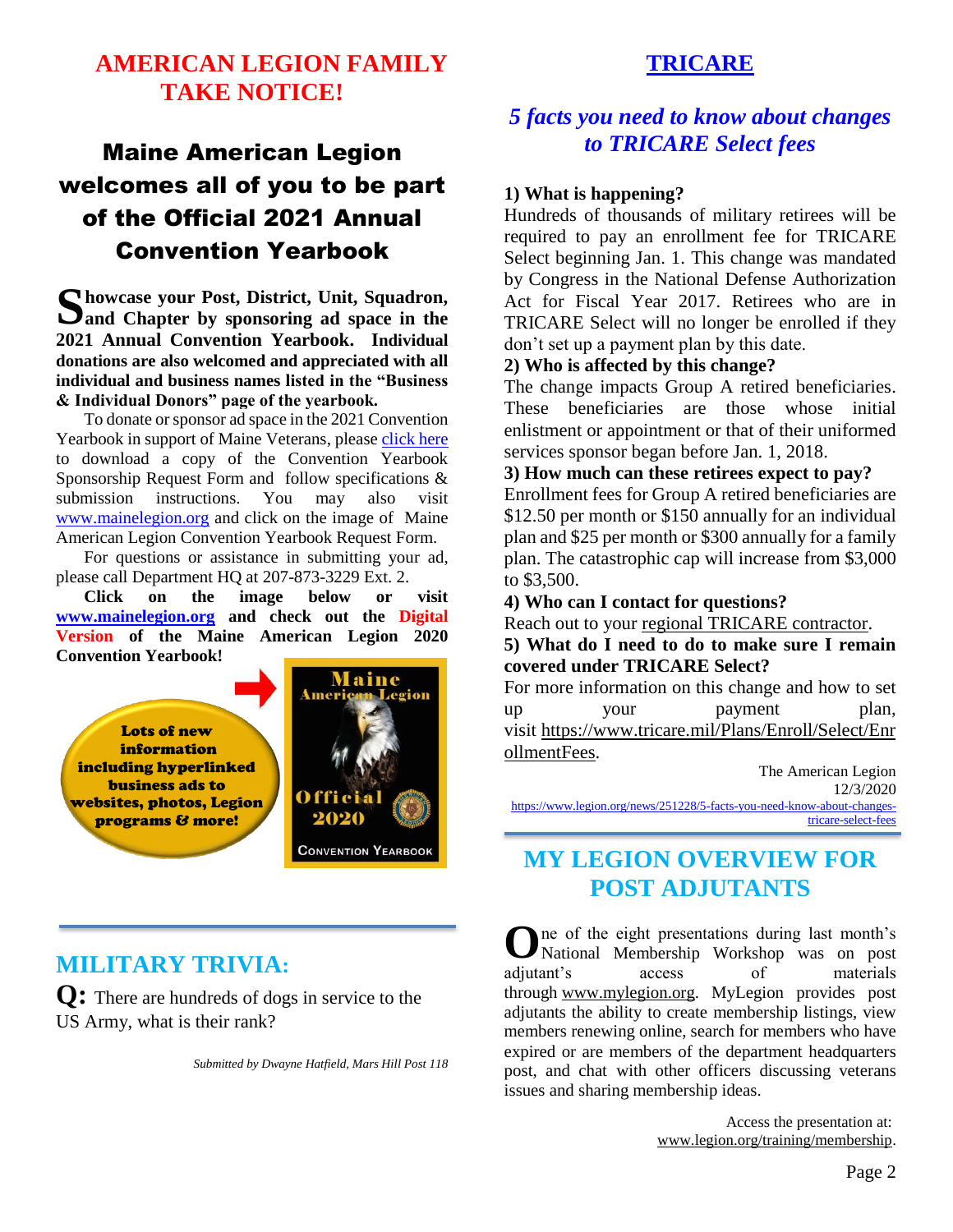# AMERICAN LEGION FAMILY TAKE NOTICE!

## Maine American Legion welcomes all of you to be part of the Official 2021 Annual Convention Yearbook

**Showcase your Post, District, Unit, Squadron, and Chapter by sponsoring ad space in the 2021 Annual Convention Yearbook. Individual donations are also welcomed and appreciated with all individual and business names listed in the "Business & Individual Donors" page of the yearbook.**

To donate or sponsor ad space in the 2021 Convention Yearbook in support of Maine Veterans, please click here to download a copy of the Convention Yearbook Sponsorship Request Form and follow specifications & submission instructions. You may also visit www.mainelegion.org and click on the image of Maine American Legion Convention Yearbook Request Form.

For questions or assistance in submitting your ad, please call Department HQ at 207-873-3229 Ext. 2.

**Click on the image below or visit www.mainelegion.org and check out the Digital Version of the Maine American Legion 2020 Convention Yearbook!**

Lots of new information including hyperlinked business ads to websites, photos, Legion programs & more!

Maine American Legion Official 2020 Convention Yearbook

## MILITARY TRIVIA:

**Q:** There are hundreds of dogs in service to the US Army, what is their rank?

*Submitted by Dwayne Hatfield, Mars Hill Post 118*

# TRICARE

## *5 facts you need to know about changes to TRICARE Select fees*

**1) What is happening?**

Hundreds of thousands of military retirees will be required to pay an enrollment fee for TRICARE Select beginning Jan. 1. This change was mandated by Congress in the National Defense Authorization Act for Fiscal Year 2017. Retirees who are in TRICARE Select will no longer be enrolled if they don't set up a payment plan by this date.

**2) Who is affected by this change?**

The change impacts Group A retired beneficiaries. These beneficiaries are those whose initial enlistment or appointment or that of their uniformed services sponsor began before Jan. 1, 2018.

**3) How much can these retirees expect to pay?**

Enrollment fees for Group A retired beneficiaries are $12.50 per month or $150 annually for an individual plan and $25 per month or $300 annually for a family plan. The catastrophic cap will increase from $3,000 to $3,500.

**4) Who can I contact for questions?**

Reach out to your regional TRICARE contractor.

**5) What do I need to do to make sure I remain covered under TRICARE Select?**

For more information on this change and how to set up your payment plan, visit https://www.tricare.mil/Plans/Enroll/Select/EnrollmentFees.

The American Legion
12/3/2020
https://www.legion.org/news/251228/5-facts-you-need-know-about-changes-tricare-select-fees

## MY LEGION OVERVIEW FOR POST ADJUTANTS

One of the eight presentations during last month's National Membership Workshop was on post adjutant's access of materials through www.mylegion.org. MyLegion provides post adjutants the ability to create membership listings, view members renewing online, search for members who have expired or are members of the department headquarters post, and chat with other officers discussing veterans issues and sharing membership ideas.

Access the presentation at: www.legion.org/training/membership.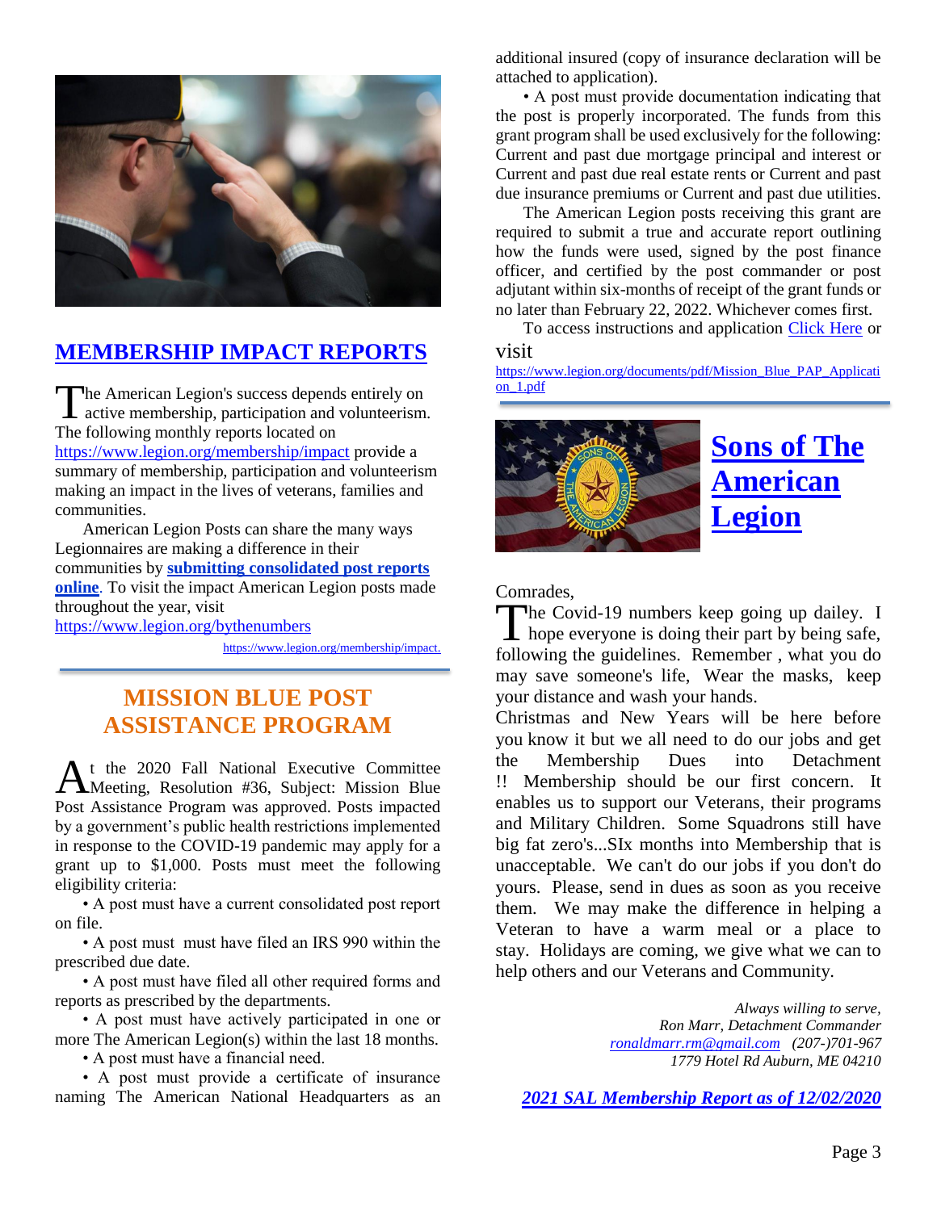## MEMBERSHIP IMPACT REPORTS

The American Legion's success depends entirely on active membership, participation and volunteerism. The following monthly reports located on https://www.legion.org/membership/impact provide a summary of membership, participation and volunteerism making an impact in the lives of veterans, families and communities.

American Legion Posts can share the many ways Legionnaires are making a difference in their communities by **submitting consolidated post reports online**. To visit the impact American Legion posts made throughout the year, visit https://www.legion.org/bythenumbers

https://www.legion.org/membership/impact.

## MISSION BLUE POST ASSISTANCE PROGRAM

At the 2020 Fall National Executive Committee Meeting, Resolution #36, Subject: Mission Blue Post Assistance Program was approved. Posts impacted by a government's public health restrictions implemented in response to the COVID-19 pandemic may apply for a grant up to $1,000. Posts must meet the following eligibility criteria:

- A post must have a current consolidated post report on file.
- A post must must have filed an IRS 990 within the prescribed due date.
- A post must have filed all other required forms and reports as prescribed by the departments.
- A post must have actively participated in one or more The American Legion(s) within the last 18 months.
- A post must have a financial need.
- A post must provide a certificate of insurance naming The American National Headquarters as an additional insured (copy of insurance declaration will be attached to application).
- A post must provide documentation indicating that the post is properly incorporated. The funds from this grant program shall be used exclusively for the following: Current and past due mortgage principal and interest or Current and past due real estate rents or Current and past due insurance premiums or Current and past due utilities.

The American Legion posts receiving this grant are required to submit a true and accurate report outlining how the funds were used, signed by the post finance officer, and certified by the post commander or post adjutant within six-months of receipt of the grant funds or no later than February 22, 2022. Whichever comes first.

To access instructions and application Click Here or visit https://www.legion.org/documents/pdf/Mission_Blue_PAP_Application_1.pdf

## Sons of The American Legion

Comrades,

The Covid-19 numbers keep going up dailey. I hope everyone is doing their part by being safe, following the guidelines. Remember , what you do may save someone's life, Wear the masks, keep your distance and wash your hands.

Christmas and New Years will be here before you know it but we all need to do our jobs and get the Membership Dues into Detachment !! Membership should be our first concern. It enables us to support our Veterans, their programs and Military Children. Some Squadrons still have big fat zero's...SIx months into Membership that is unacceptable. We can't do our jobs if you don't do yours. Please, send in dues as soon as you receive them. We may make the difference in helping a Veteran to have a warm meal or a place to stay. Holidays are coming, we give what we can to help others and our Veterans and Community.

*Always willing to serve,*
*Ron Marr, Detachment Commander*
*ronaldmarr.rm@gmail.com (207-)701-967*
*1779 Hotel Rd Auburn, ME 04210*

***2021 SAL Membership Report as of 12/02/2020***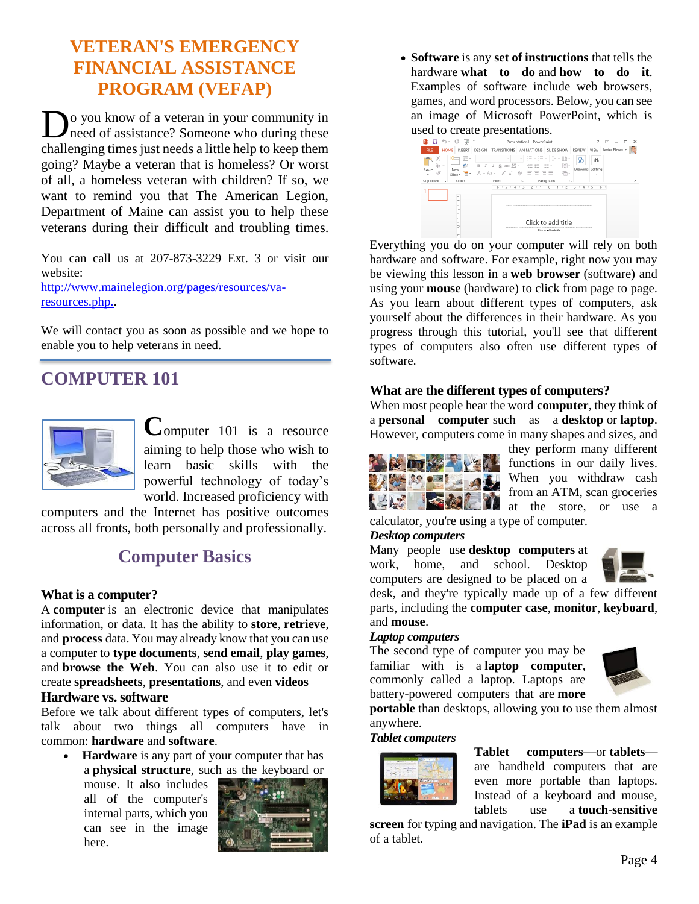# VETERAN'S EMERGENCY FINANCIAL ASSISTANCE PROGRAM (VEFAP)

Do you know of a veteran in your community in need of assistance? Someone who during these challenging times just needs a little help to keep them going? Maybe a veteran that is homeless? Or worst of all, a homeless veteran with children? If so, we want to remind you that The American Legion, Department of Maine can assist you to help these veterans during their difficult and troubling times.

You can call us at 207-873-3229 Ext. 3 or visit our website:
http://www.mainelegion.org/pages/resources/va-resources.php..

We will contact you as soon as possible and we hope to enable you to help veterans in need.

# COMPUTER 101

Computer 101 is a resource aiming to help those who wish to learn basic skills with the powerful technology of today's world. Increased proficiency with computers and the Internet has positive outcomes across all fronts, both personally and professionally.

## Computer Basics

### What is a computer?

A **computer** is an electronic device that manipulates information, or data. It has the ability to **store**, **retrieve**, and **process** data. You may already know that you can use a computer to **type documents**, **send email**, **play games**, and **browse the Web**. You can also use it to edit or create **spreadsheets**, **presentations**, and even **videos**

### Hardware vs. software

Before we talk about different types of computers, let's talk about two things all computers have in common: **hardware** and **software**.

- **Hardware** is any part of your computer that has a **physical structure**, such as the keyboard or mouse. It also includes all of the computer's internal parts, which you can see in the image here.
- **Software** is any **set of instructions** that tells the hardware **what to do** and **how to do it**. Examples of software include web browsers, games, and word processors. Below, you can see an image of Microsoft PowerPoint, which is used to create presentations.

Everything you do on your computer will rely on both hardware and software. For example, right now you may be viewing this lesson in a **web browser** (software) and using your **mouse** (hardware) to click from page to page. As you learn about different types of computers, ask yourself about the differences in their hardware. As you progress through this tutorial, you'll see that different types of computers also often use different types of software.

### What are the different types of computers?

When most people hear the word **computer**, they think of a **personal computer** such as a **desktop** or **laptop**. However, computers come in many shapes and sizes, and they perform many different functions in our daily lives. When you withdraw cash from an ATM, scan groceries at the store, or use a calculator, you're using a type of computer.

***Desktop computers***

Many people use **desktop computers** at work, home, and school. Desktop computers are designed to be placed on a desk, and they're typically made up of a few different parts, including the **computer case**, **monitor**, **keyboard**, and **mouse**.

***Laptop computers***

The second type of computer you may be familiar with is a **laptop computer**, commonly called a laptop. Laptops are battery-powered computers that are **more portable** than desktops, allowing you to use them almost anywhere.

***Tablet computers***

**Tablet computers**—or **tablets**—are handheld computers that are even more portable than laptops. Instead of a keyboard and mouse, tablets use a **touch-sensitive screen** for typing and navigation. The **iPad** is an example of a tablet.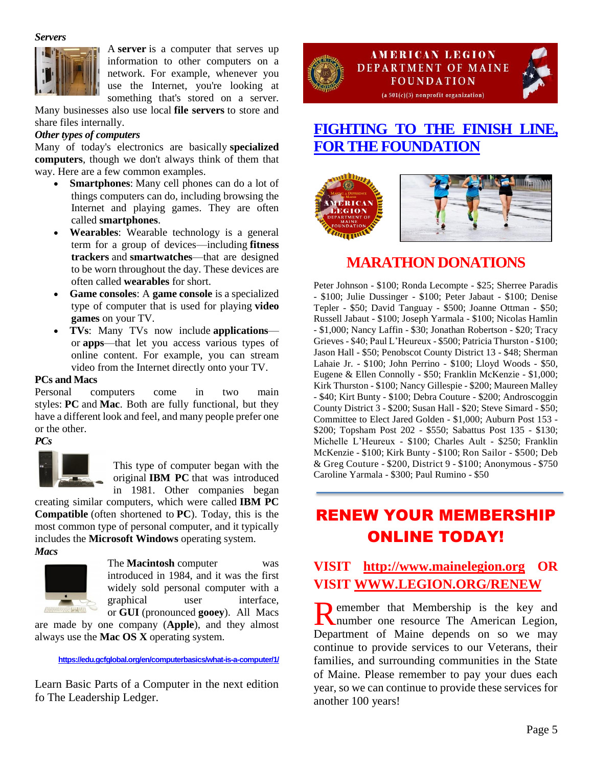*Servers*

A **server** is a computer that serves up information to other computers on a network. For example, whenever you use the Internet, you're looking at something that's stored on a server. Many businesses also use local **file servers** to store and share files internally.

*Other types of computers*

Many of today's electronics are basically **specialized computers**, though we don't always think of them that way. Here are a few common examples.

- **Smartphones**: Many cell phones can do a lot of things computers can do, including browsing the Internet and playing games. They are often called **smartphones**.
- **Wearables**: Wearable technology is a general term for a group of devices—including **fitness trackers** and **smartwatches**—that are designed to be worn throughout the day. These devices are often called **wearables** for short.
- **Game consoles**: A **game console** is a specialized type of computer that is used for playing **video games** on your TV.
- **TVs**: Many TVs now include **applications**—or **apps**—that let you access various types of online content. For example, you can stream video from the Internet directly onto your TV.

**PCs and Macs**

Personal computers come in two main styles: **PC** and **Mac**. Both are fully functional, but they have a different look and feel, and many people prefer one or the other.

*PCs*

This type of computer began with the original **IBM PC** that was introduced in 1981. Other companies began creating similar computers, which were called **IBM PC Compatible** (often shortened to **PC**). Today, this is the most common type of personal computer, and it typically includes the **Microsoft Windows** operating system.

*Macs*

The **Macintosh** computer was introduced in 1984, and it was the first widely sold personal computer with a graphical user interface, or **GUI** (pronounced **gooey**). All Macs are made by one company (**Apple**), and they almost always use the **Mac OS X** operating system.

https://edu.gcfglobal.org/en/computerbasics/what-is-a-computer/1/

Learn Basic Parts of a Computer in the next edition fo The Leadership Ledger.

AMERICAN LEGION
DEPARTMENT OF MAINE
FOUNDATION
(a 501(c)(3) nonprofit organization)

# FIGHTING TO THE FINISH LINE, FOR THE FOUNDATION

## MARATHON DONATIONS

Peter Johnson - $100; Ronda Lecompte - $25; Sherree Paradis - $100; Julie Dussinger - $100; Peter Jabaut - $100; Denise Tepler - $50; David Tanguay - $500; Joanne Ottman - $50; Russell Jabaut - $100; Joseph Yarmala - $100; Nicolas Hamlin - $1,000; Nancy Laffin - $30; Jonathan Robertson - $20; Tracy Grieves - $40; Paul L'Heureux - $500; Patricia Thurston - $100; Jason Hall - $50; Penobscot County District 13 - $48; Sherman Lahaie Jr. - $100; John Perrino - $100; Lloyd Woods - $50, Eugene & Ellen Connolly - $50; Franklin McKenzie - $1,000; Kirk Thurston - $100; Nancy Gillespie - $200; Maureen Malley - $40; Kirt Bunty - $100; Debra Couture - $200; Androscoggin County District 3 - $200; Susan Hall - $20; Steve Simard - $50; Committee to Elect Jared Golden - $1,000; Auburn Post 153 - $200; Topsham Post 202 - $550; Sabattus Post 135 - $130; Michelle L'Heureux - $100; Charles Ault - $250; Franklin McKenzie - $100; Kirk Bunty - $100; Ron Sailor - $500; Deb & Greg Couture - $200, District 9 - $100; Anonymous - $750 Caroline Yarmala - $300; Paul Rumino - $50

## RENEW YOUR MEMBERSHIP ONLINE TODAY!

### VISIT http://www.mainelegion.org OR VISIT WWW.LEGION.ORG/RENEW

Remember that Membership is the key and number one resource The American Legion, Department of Maine depends on so we may continue to provide services to our Veterans, their families, and surrounding communities in the State of Maine. Please remember to pay your dues each year, so we can continue to provide these services for another 100 years!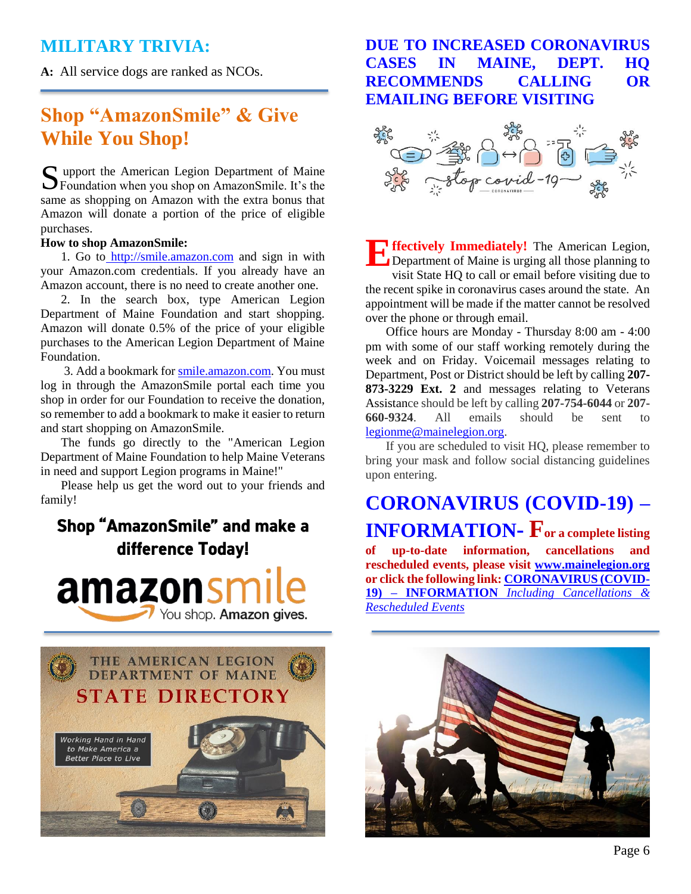## MILITARY TRIVIA:

**A:** All service dogs are ranked as NCOs.

## Shop "AmazonSmile" & Give While You Shop!

Support the American Legion Department of Maine Foundation when you shop on AmazonSmile. It's the same as shopping on Amazon with the extra bonus that Amazon will donate a portion of the price of eligible purchases.

**How to shop AmazonSmile:**

1. Go to http://smile.amazon.com and sign in with your Amazon.com credentials. If you already have an Amazon account, there is no need to create another one.
2. In the search box, type American Legion Department of Maine Foundation and start shopping. Amazon will donate 0.5% of the price of your eligible purchases to the American Legion Department of Maine Foundation.
3. Add a bookmark for smile.amazon.com. You must log in through the AmazonSmile portal each time you shop in order for our Foundation to receive the donation, so remember to add a bookmark to make it easier to return and start shopping on AmazonSmile.

The funds go directly to the "American Legion Department of Maine Foundation to help Maine Veterans in need and support Legion programs in Maine!"

Please help us get the word out to your friends and family!

**Shop "AmazonSmile" and make a difference Today!**

amazonsmile
You shop. Amazon gives.

THE AMERICAN LEGION DEPARTMENT OF MAINE
STATE DIRECTORY

Working Hand in Hand to Make America a Better Place to Live

## DUE TO INCREASED CORONAVIRUS CASES IN MAINE, DEPT. HQ RECOMMENDS CALLING OR EMAILING BEFORE VISITING

stop covid-19
CORONAVIRUS

**Effectively Immediately!** The American Legion, Department of Maine is urging all those planning to visit State HQ to call or email before visiting due to the recent spike in coronavirus cases around the state. An appointment will be made if the matter cannot be resolved over the phone or through email.

Office hours are Monday - Thursday 8:00 am - 4:00 pm with some of our staff working remotely during the week and on Friday. Voicemail messages relating to Department, Post or District should be left by calling **207-873-3229 Ext. 2** and messages relating to Veterans Assistance should be left by calling **207-754-6044** or **207-660-9324**. All emails should be sent to legionme@mainelegion.org.

If you are scheduled to visit HQ, please remember to bring your mask and follow social distancing guidelines upon entering.

## CORONAVIRUS (COVID-19) – INFORMATION-

**For a complete listing of up-to-date information, cancellations and rescheduled events, please visit www.mainelegion.org or click the following link: CORONAVIRUS (COVID-19) – INFORMATION** *Including Cancellations & Rescheduled Events*